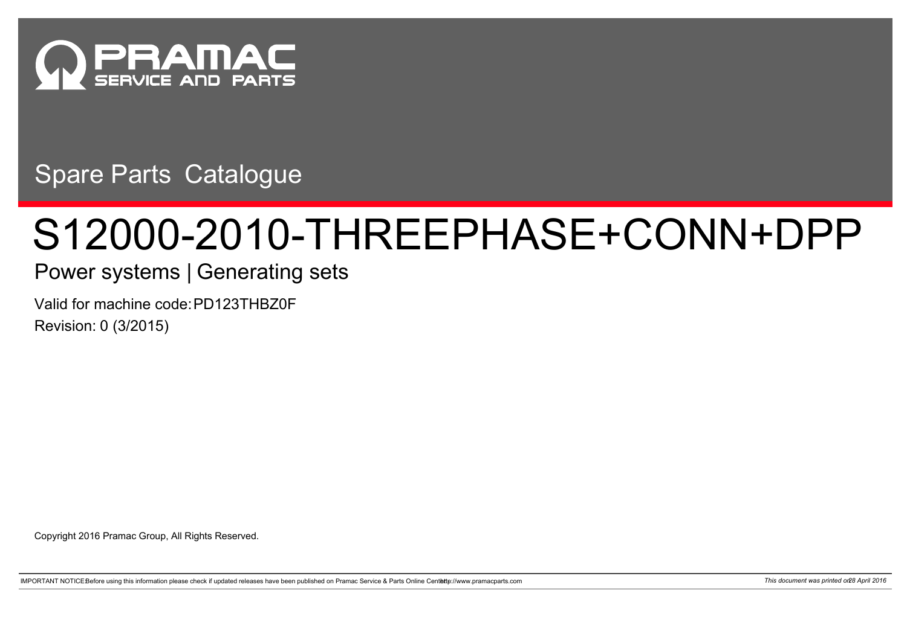PRAMAC
SERVICE AND PARTS

Spare Parts Catalogue

# S12000-2010-THREEPHASE+CONN+DPP

## Power systems | Generating sets

Valid for machine code: PD123THBZ0F

Revision: 0 (3/2015)

Copyright 2016 Pramac Group, All Rights Reserved.

IMPORTANT NOTICE: Before using this information please check if updated releases have been published on Pramac Service & Parts Online Center: http://www.pramacparts.com

*This document was printed on 28 April 2016*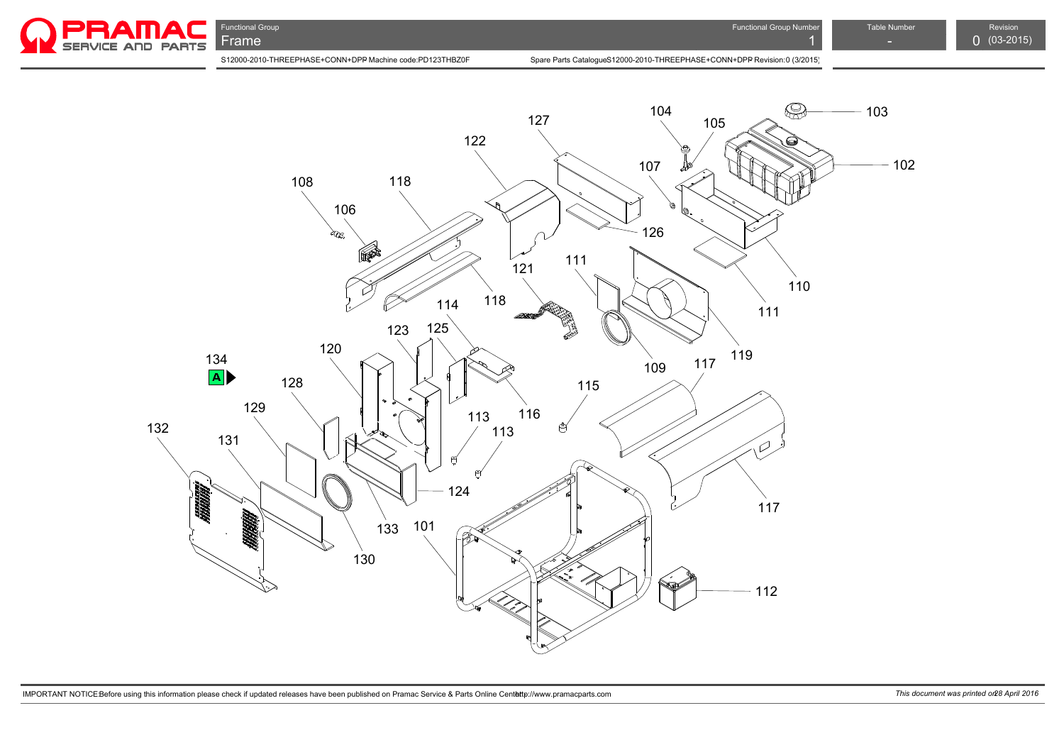| Functional Group | Functional Group Number | Table Number | Revision |
|---|---|---|---|
| Frame | 1 | - | 0 (03-2015) |

S12000-2010-THREEPHASE+CONN+DPP Machine code:PD123THBZ0F

Spare Parts CatalogueS12000-2010-THREEPHASE+CONN+DPP Revision:0 (3/2015)

101 102 103 104 105 106 107 108 109 110 111 111 112 113 113 114 115 116 117 117 118 118 119 120 121 122 123 124 125 126 127 128 129 130 131 132 133 134 A

IMPORTANT NOTICE:Before using this information please check if updated releases have been published on Pramac Service & Parts Online Center http://www.pramacparts.com

*This document was printed on 28 April 2016*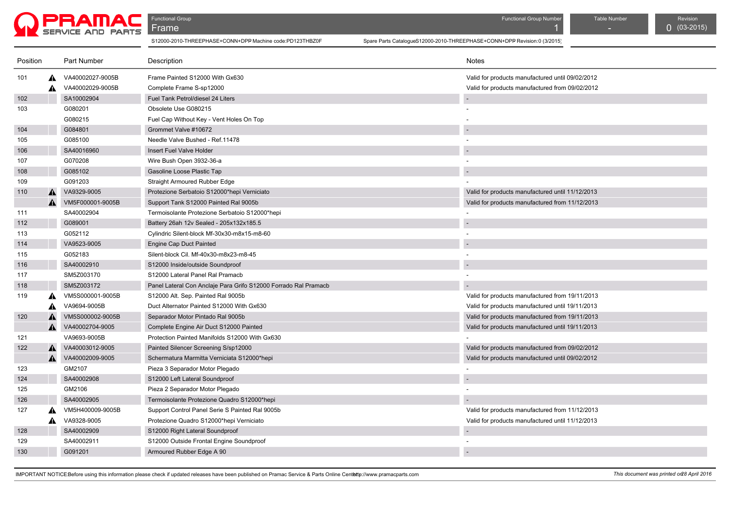# Frame

Functional Group Number: 1 | Table Number: - | Revision: 0 (03-2015)

S12000-2010-THREEPHASE+CONN+DPP Machine code:PD123THBZ0F

Spare Parts CatalogueS12000-2010-THREEPHASE+CONN+DPP Revision:0 (3/2015)

| Position | | Part Number | Description | Notes |
|---|---|---|---|---|
| 101 | ⚠ | VA40002027-9005B | Frame Painted S12000 With Gx630 | Valid for products manufactured until 09/02/2012 |
| | ⚠ | VA40002029-9005B | Complete Frame S-sp12000 | Valid for products manufactured from 09/02/2012 |
| 102 | | SA10002904 | Fuel Tank Petrol/diesel 24 Liters | - |
| 103 | | G080201 | Obsolete Use G080215 | - |
| | | G080215 | Fuel Cap Without Key - Vent Holes On Top | - |
| 104 | | G084801 | Grommet Valve #10672 | - |
| 105 | | G085100 | Needle Valve Bushed - Ref.11478 | - |
| 106 | | SA40016960 | Insert Fuel Valve Holder | - |
| 107 | | G070208 | Wire Bush Open 3932-36-a | - |
| 108 | | G085102 | Gasoline Loose Plastic Tap | - |
| 109 | | G091203 | Straight Armoured Rubber Edge | - |
| 110 | ⚠ | VA9329-9005 | Protezione Serbatoio S12000*hepi Verniciato | Valid for products manufactured until 11/12/2013 |
| | ⚠ | VM5F000001-9005B | Support Tank S12000 Painted Ral 9005b | Valid for products manufactured from 11/12/2013 |
| 111 | | SA40002904 | Termoisolante Protezione Serbatoio S12000*hepi | - |
| 112 | | G089001 | Battery 26ah 12v Sealed - 205x132x185.5 | - |
| 113 | | G052112 | Cylindric Silent-block Mf-30x30-m8x15-m8-60 | - |
| 114 | | VA9523-9005 | Engine Cap Duct Painted | - |
| 115 | | G052183 | Silent-block Cil. Mf-40x30-m8x23-m8-45 | - |
| 116 | | SA40002910 | S12000 Inside/outside Soundproof | - |
| 117 | | SM5Z003170 | S12000 Lateral Panel Ral Pramacb | - |
| 118 | | SM5Z003172 | Panel Lateral Con Anclaje Para Grifo S12000 Forrado Ral Pramacb | - |
| 119 | ⚠ | VM5S000001-9005B | S12000 Alt. Sep. Painted Ral 9005b | Valid for products manufactured from 19/11/2013 |
| | ⚠ | VA9694-9005B | Duct Alternator Painted S12000 With Gx630 | Valid for products manufactured until 19/11/2013 |
| 120 | ⚠ | VM5S000002-9005B | Separador Motor Pintado Ral 9005b | Valid for products manufactured from 19/11/2013 |
| | ⚠ | VA40002704-9005 | Complete Engine Air Duct S12000 Painted | Valid for products manufactured until 19/11/2013 |
| 121 | | VA9693-9005B | Protection Painted Manifolds S12000 With Gx630 | - |
| 122 | ⚠ | VA40003012-9005 | Painted Silencer Screening S/sp12000 | Valid for products manufactured from 09/02/2012 |
| | ⚠ | VA40002009-9005 | Schermatura Marmitta Verniciata S12000*hepi | Valid for products manufactured until 09/02/2012 |
| 123 | | GM2107 | Pieza 3 Separador Motor Plegado | - |
| 124 | | SA40002908 | S12000 Left Lateral Soundproof | - |
| 125 | | GM2106 | Pieza 2 Separador Motor Plegado | - |
| 126 | | SA40002905 | Termoisolante Protezione Quadro S12000*hepi | - |
| 127 | ⚠ | VM5H400009-9005B | Support Control Panel Serie S Painted Ral 9005b | Valid for products manufactured from 11/12/2013 |
| | ⚠ | VA9328-9005 | Protezione Quadro S12000*hepi Verniciato | Valid for products manufactured until 11/12/2013 |
| 128 | | SA40002909 | S12000 Right Lateral Soundproof | - |
| 129 | | SA40002911 | S12000 Outside Frontal Engine Soundproof | - |
| 130 | | G091201 | Armoured Rubber Edge A 90 | - |

IMPORTANT NOTICE: Before using this information please check if updated releases have been published on Pramac Service & Parts Online Center http://www.pramacparts.com

*This document was printed on 28 April 2016*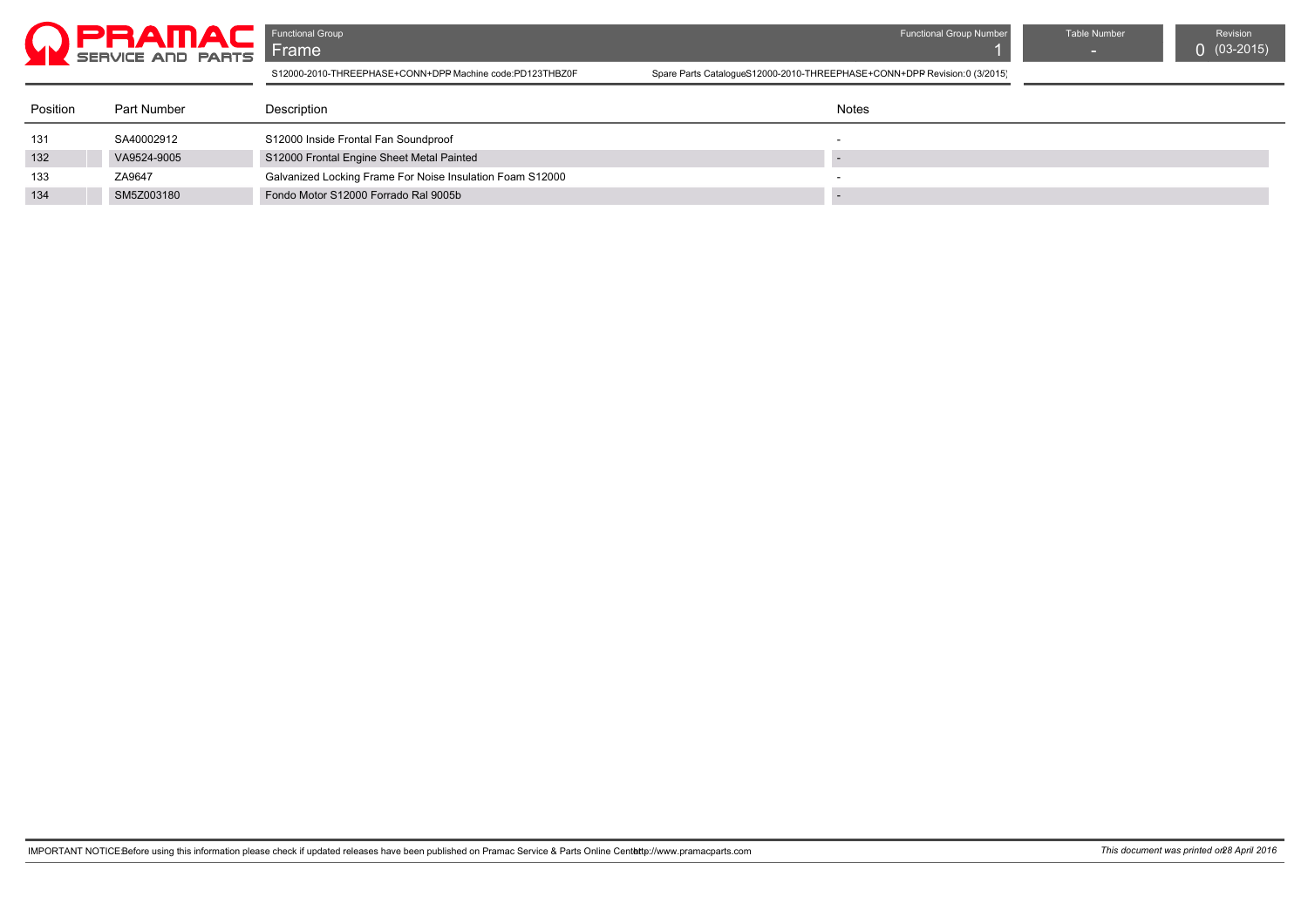| Functional Group | Functional Group Number | Table Number | Revision |
|---|---|---|---|
| Frame | 1 | - | 0 (03-2015) |

S12000-2010-THREEPHASE+CONN+DPP Machine code:PD123THBZ0F

Spare Parts CatalogueS12000-2010-THREEPHASE+CONN+DPP Revision:0 (3/2015)

| Position | Part Number | Description | Notes |
|---|---|---|---|
| 131 | SA40002912 | S12000 Inside Frontal Fan Soundproof | - |
| 132 | VA9524-9005 | S12000 Frontal Engine Sheet Metal Painted | - |
| 133 | ZA9647 | Galvanized Locking Frame For Noise Insulation Foam S12000 | - |
| 134 | SM5Z003180 | Fondo Motor S12000 Forrado Ral 9005b | - |

IMPORTANT NOTICE:Before using this information please check if updated releases have been published on Pramac Service & Parts Online Center:http://www.pramacparts.com

*This document was printed on 28 April 2016*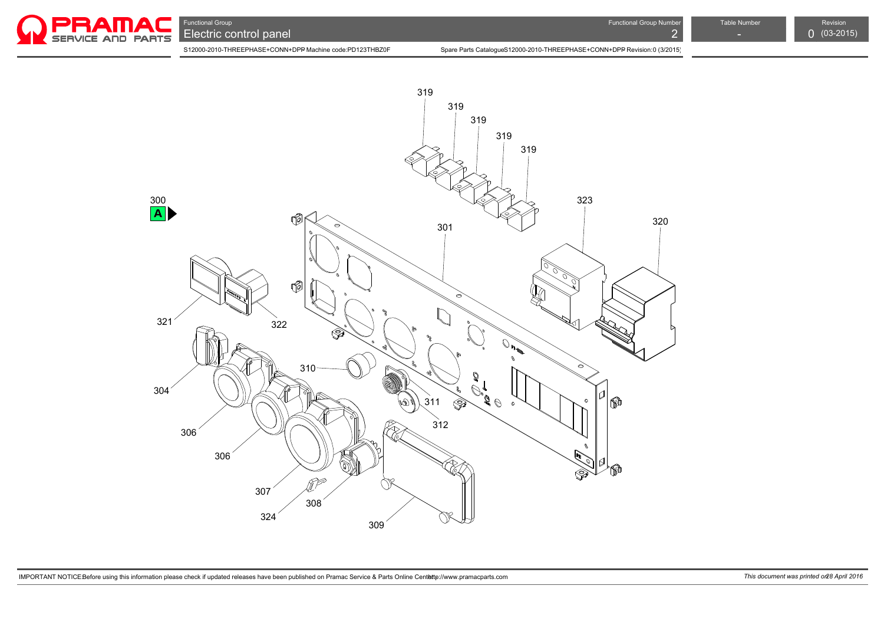Functional Group

# Electric control panel

Functional Group Number: 2

Table Number: -

Revision: 0 (03-2015)

S12000-2010-THREEPHASE+CONN+DPP Machine code:PD123THBZ0F

Spare Parts Catalogue S12000-2010-THREEPHASE+CONN+DPP Revision:0 (3/2015)

319
319
319
319
319
300
A
323
320
301
321
322
304
310
311
312
306
306
307
308
324
309

IMPORTANT NOTICE: Before using this information please check if updated releases have been published on Pramac Service & Parts Online Center: http://www.pramacparts.com

*This document was printed on 28 April 2016*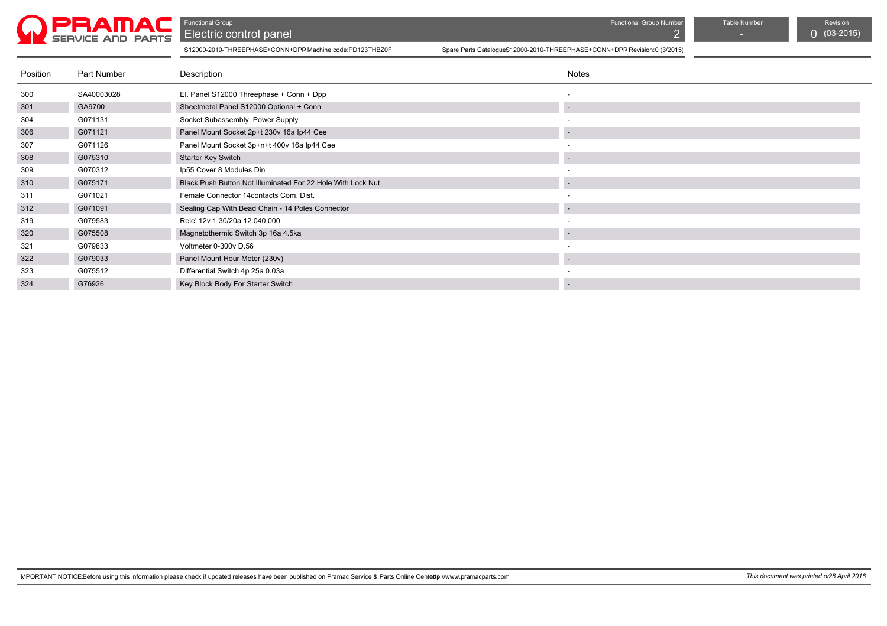Functional Group: **Electric control panel**

Functional Group Number: 2 | Table Number: - | Revision: 0 (03-2015)

S12000-2010-THREEPHASE+CONN+DPP Machine code:PD123THBZ0F

Spare Parts CatalogueS12000-2010-THREEPHASE+CONN+DPP Revision:0 (3/2015)

| Position | Part Number | Description | Notes |
|---|---|---|---|
| 300 | SA40003028 | El. Panel S12000 Threephase + Conn + Dpp | - |
| 301 | GA9700 | Sheetmetal Panel S12000 Optional + Conn | - |
| 304 | G071131 | Socket Subassembly, Power Supply | - |
| 306 | G071121 | Panel Mount Socket 2p+t 230v 16a Ip44 Cee | - |
| 307 | G071126 | Panel Mount Socket 3p+n+t 400v 16a Ip44 Cee | - |
| 308 | G075310 | Starter Key Switch | - |
| 309 | G070312 | Ip55 Cover 8 Modules Din | - |
| 310 | G075171 | Black Push Button Not Illuminated For 22 Hole With Lock Nut | - |
| 311 | G071021 | Female Connector 14contacts Com. Dist. | - |
| 312 | G071091 | Sealing Cap With Bead Chain - 14 Poles Connector | - |
| 319 | G079583 | Rele' 12v 1 30/20a 12.040.000 | - |
| 320 | G075508 | Magnetothermic Switch 3p 16a 4.5ka | - |
| 321 | G079833 | Voltmeter 0-300v D.56 | - |
| 322 | G079033 | Panel Mount Hour Meter (230v) | - |
| 323 | G075512 | Differential Switch 4p 25a 0.03a | - |
| 324 | G76926 | Key Block Body For Starter Switch | - |

IMPORTANT NOTICE: Before using this information please check if updated releases have been published on Pramac Service & Parts Online Center: http://www.pramacparts.com

*This document was printed on 28 April 2016*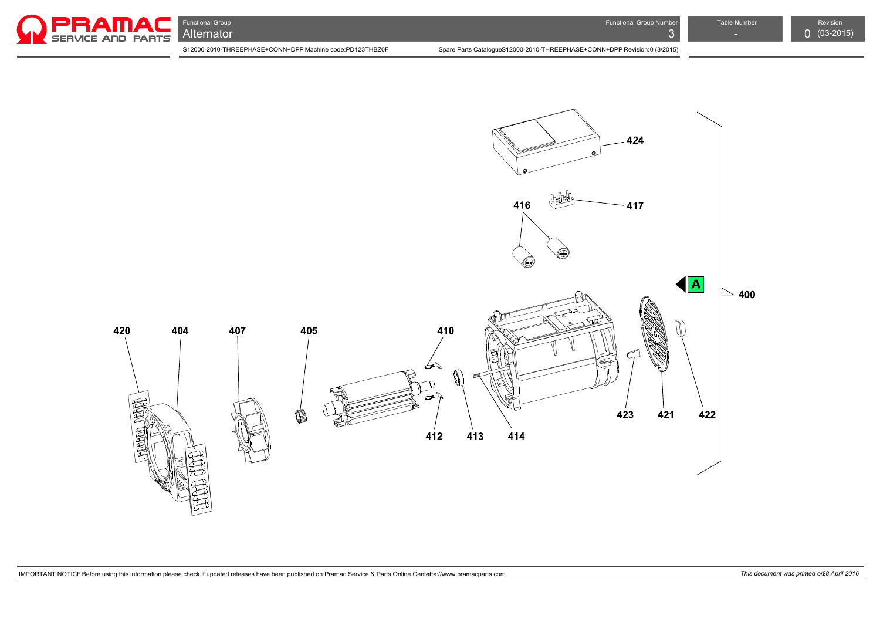Functional Group
**Alternator**

Functional Group Number: 3

Table Number: -

Revision: 0 (03-2015)

S12000-2010-THREEPHASE+CONN+DPP Machine code:PD123THBZ0F

Spare Parts CatalogueS12000-2010-THREEPHASE+CONN+DPP Revision:0 (3/2015)

424

416 417

A

400

420 404 407 405 410

412 413 414

423 421 422

IMPORTANT NOTICE:Before using this information please check if updated releases have been published on Pramac Service & Parts Online Center http://www.pramacparts.com

*This document was printed on 28 April 2016*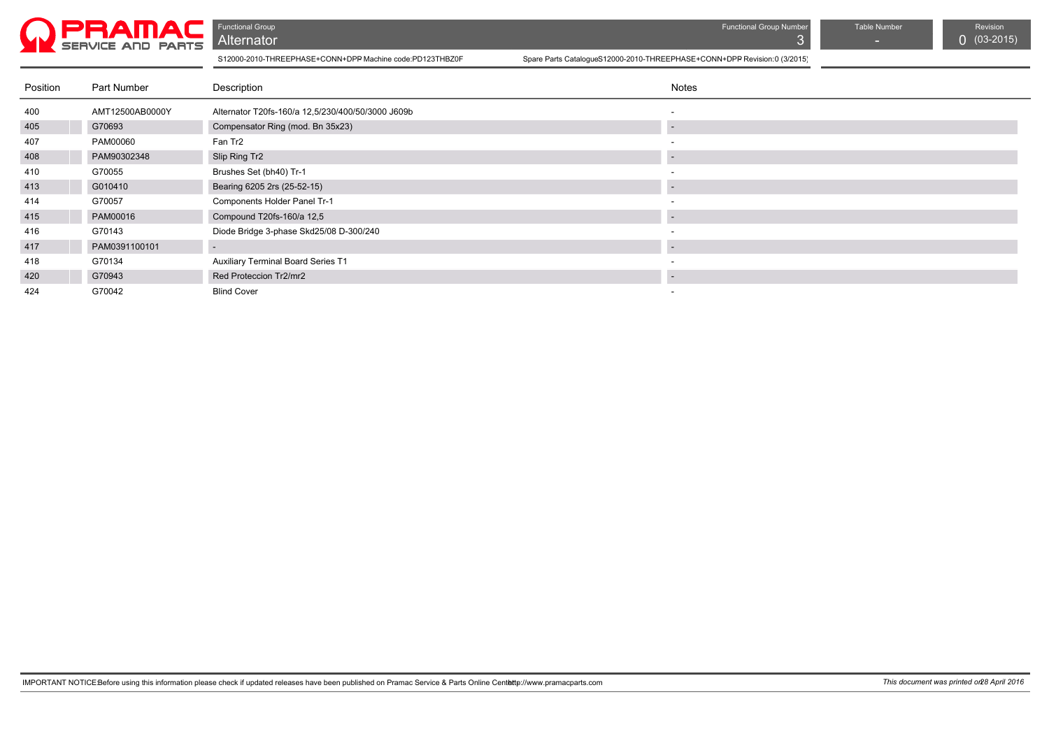Functional Group
# Alternator

Functional Group Number: 3 | Table Number: - | Revision: 0 (03-2015)

S12000-2010-THREEPHASE+CONN+DPP Machine code:PD123THBZ0F

Spare Parts CatalogueS12000-2010-THREEPHASE+CONN+DPP Revision:0 (3/2015)

| Position | Part Number | Description | Notes |
|---|---|---|---|
| 400 | AMT12500AB0000Y | Alternator T20fs-160/a 12,5/230/400/50/3000 J609b | - |
| 405 | G70693 | Compensator Ring (mod. Bn 35x23) | - |
| 407 | PAM00060 | Fan Tr2 | - |
| 408 | PAM90302348 | Slip Ring Tr2 | - |
| 410 | G70055 | Brushes Set (bh40) Tr-1 | - |
| 413 | G010410 | Bearing 6205 2rs (25-52-15) | - |
| 414 | G70057 | Components Holder Panel Tr-1 | - |
| 415 | PAM00016 | Compound T20fs-160/a 12,5 | - |
| 416 | G70143 | Diode Bridge 3-phase Skd25/08 D-300/240 | - |
| 417 | PAM0391100101 | - | - |
| 418 | G70134 | Auxiliary Terminal Board Series T1 | - |
| 420 | G70943 | Red Proteccion Tr2/mr2 | - |
| 424 | G70042 | Blind Cover | - |

IMPORTANT NOTICE:Before using this information please check if updated releases have been published on Pramac Service & Parts Online Center http://www.pramacparts.com

*This document was printed on 28 April 2016*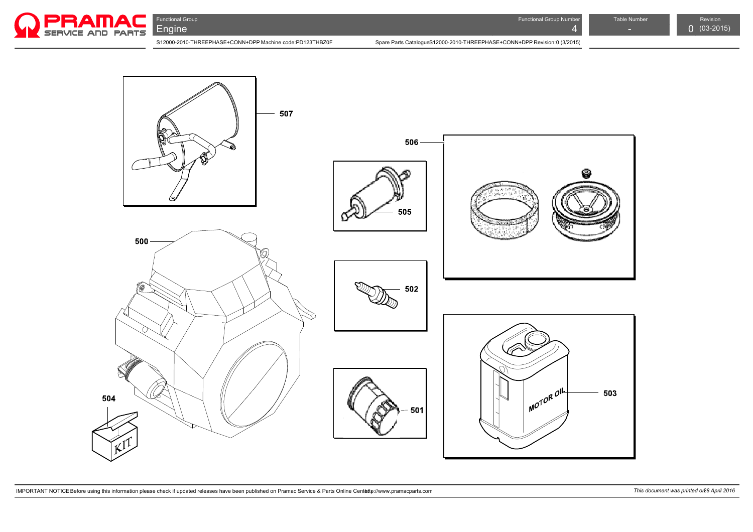Functional Group

Engine

Functional Group Number

4

Table Number

-

Revision

0 (03-2015)

S12000-2010-THREEPHASE+CONN+DPP Machine code:PD123THBZ0F

Spare Parts CatalogueS12000-2010-THREEPHASE+CONN+DPP Revision:0 (3/2015)

507

506

505

500

502

504

501

503

KIT

MOTOR OIL

IMPORTANT NOTICE:Before using this information please check if updated releases have been published on Pramac Service & Parts Online Center:http://www.pramacparts.com

*This document was printed on 28 April 2016*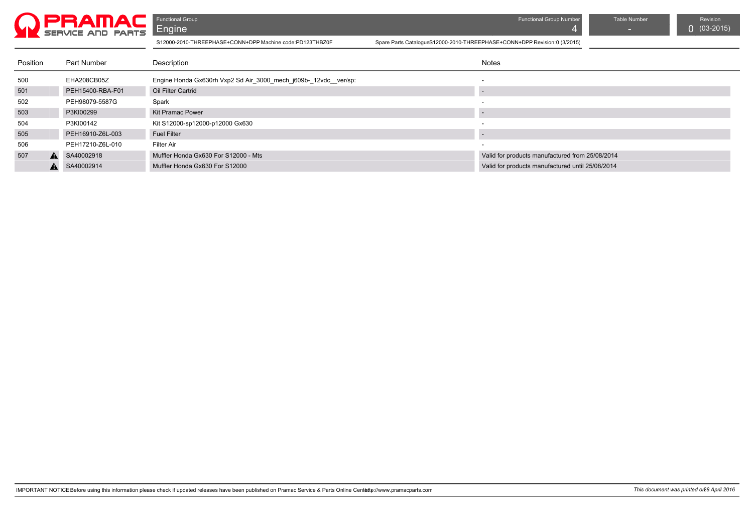Functional Group

# Engine

Functional Group Number: 4

Table Number: -

Revision: 0 (03-2015)

S12000-2010-THREEPHASE+CONN+DPP Machine code:PD123THBZ0F

Spare Parts CatalogueS12000-2010-THREEPHASE+CONN+DPP Revision:0 (3/2015)

| Position | | Part Number | Description | Notes |
|---|---|---|---|---|
| 500 | | EHA208CB05Z | Engine Honda Gx630rh Vxp2 Sd Air_3000_mech_j609b-_12vdc__ver/sp: | - |
| 501 | | PEH15400-RBA-F01 | Oil Filter Cartrid | - |
| 502 | | PEH98079-5587G | Spark | - |
| 503 | | P3KI00299 | Kit Pramac Power | - |
| 504 | | P3KI00142 | Kit S12000-sp12000-p12000 Gx630 | - |
| 505 | | PEH16910-Z6L-003 | Fuel Filter | - |
| 506 | | PEH17210-Z6L-010 | Filter Air | - |
| 507 | ⚠ | SA40002918 | Muffler Honda Gx630 For S12000 - Mts | Valid for products manufactured from 25/08/2014 |
| | ⚠ | SA40002914 | Muffler Honda Gx630 For S12000 | Valid for products manufactured until 25/08/2014 |

IMPORTANT NOTICE:Before using this information please check if updated releases have been published on Pramac Service & Parts Online Center:http://www.pramacparts.com

*This document was printed on 28 April 2016*